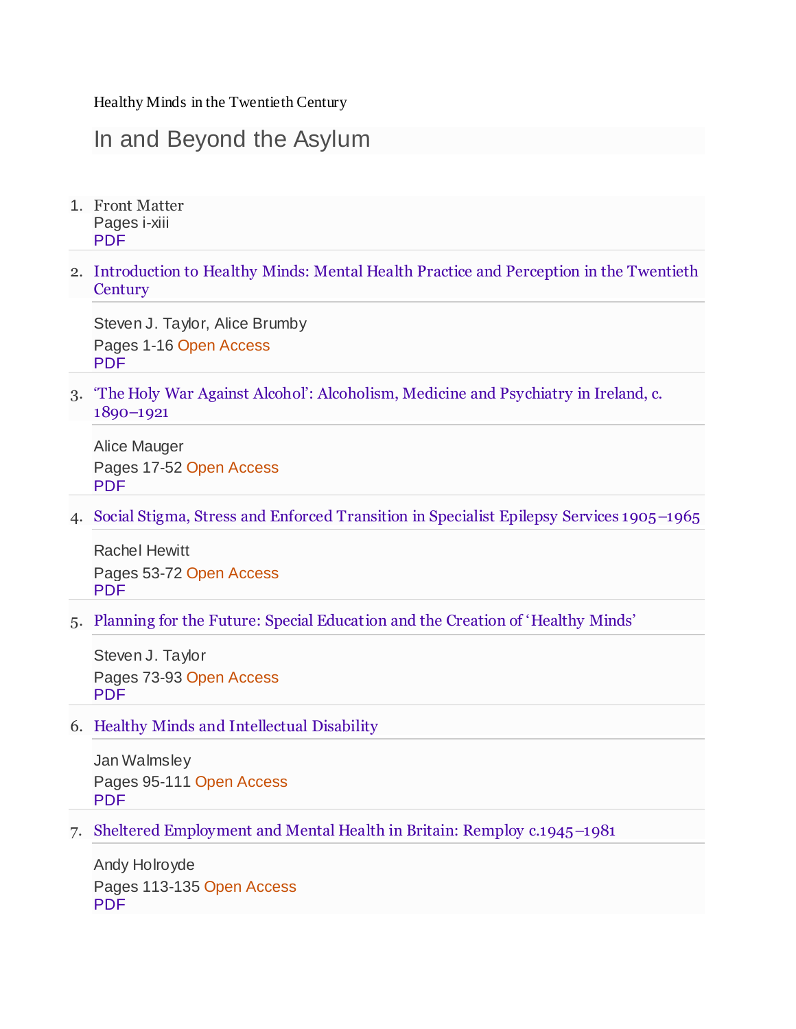Healthy Minds in the Twentieth Century

# In and Beyond the Asylum

1. Front Matter
   Pages i-xiii
   PDF

2. Introduction to Healthy Minds: Mental Health Practice and Perception in the Twentieth Century

   Steven J. Taylor, Alice Brumby
   Pages 1-16 Open Access
   PDF

3. 'The Holy War Against Alcohol': Alcoholism, Medicine and Psychiatry in Ireland, c. 1890–1921

   Alice Mauger
   Pages 17-52 Open Access
   PDF

4. Social Stigma, Stress and Enforced Transition in Specialist Epilepsy Services 1905–1965

   Rachel Hewitt
   Pages 53-72 Open Access
   PDF

5. Planning for the Future: Special Education and the Creation of 'Healthy Minds'

   Steven J. Taylor
   Pages 73-93 Open Access
   PDF

6. Healthy Minds and Intellectual Disability

   Jan Walmsley
   Pages 95-111 Open Access
   PDF

7. Sheltered Employment and Mental Health in Britain: Remploy c.1945–1981

   Andy Holroyde
   Pages 113-135 Open Access
   PDF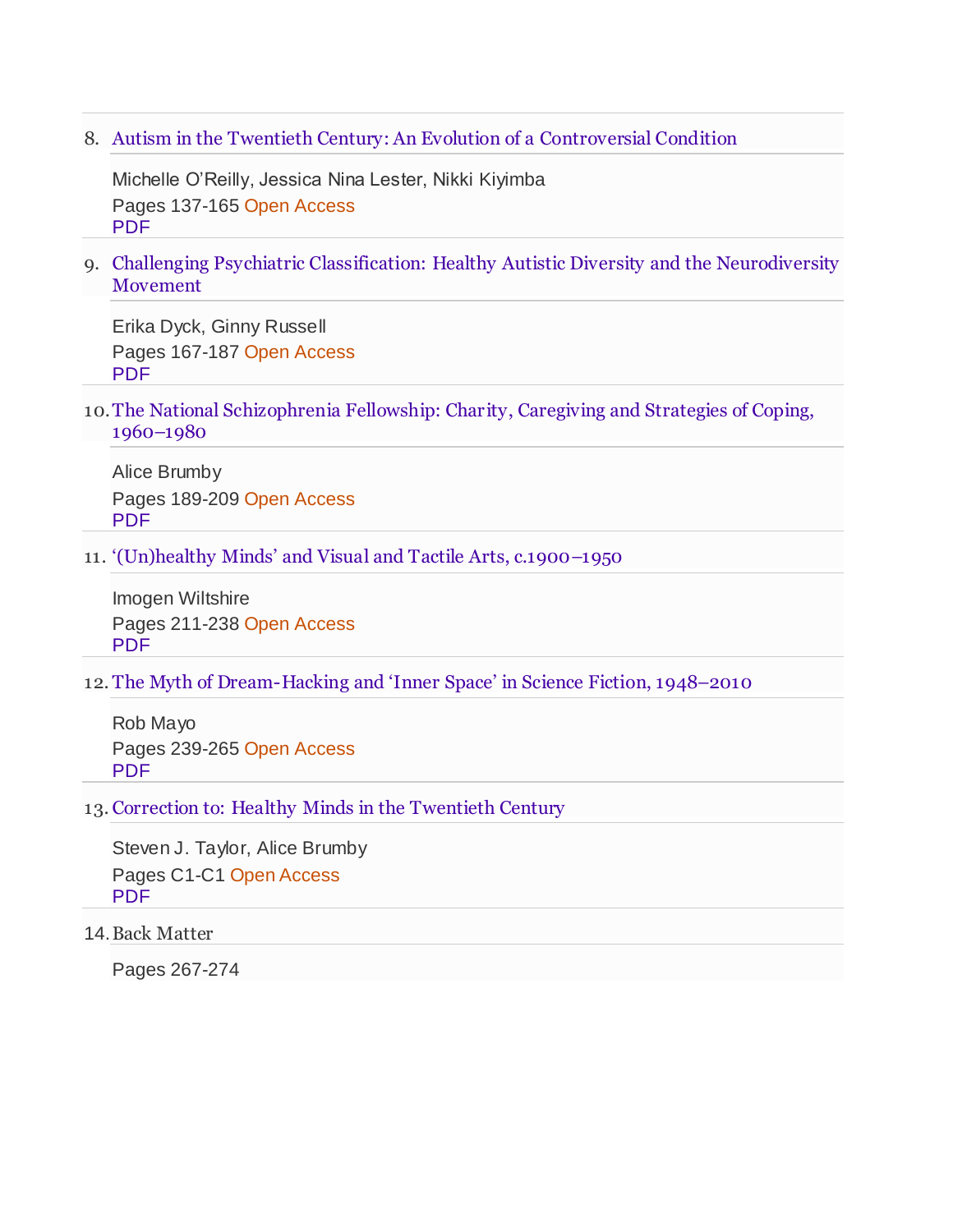8. Autism in the Twentieth Century: An Evolution of a Controversial Condition

   Michelle O'Reilly, Jessica Nina Lester, Nikki Kiyimba
   Pages 137-165 Open Access
   PDF

9. Challenging Psychiatric Classification: Healthy Autistic Diversity and the Neurodiversity Movement

   Erika Dyck, Ginny Russell
   Pages 167-187 Open Access
   PDF

10. The National Schizophrenia Fellowship: Charity, Caregiving and Strategies of Coping, 1960–1980

    Alice Brumby
    Pages 189-209 Open Access
    PDF

11. '(Un)healthy Minds' and Visual and Tactile Arts, c.1900–1950

    Imogen Wiltshire
    Pages 211-238 Open Access
    PDF

12. The Myth of Dream-Hacking and 'Inner Space' in Science Fiction, 1948–2010

    Rob Mayo
    Pages 239-265 Open Access
    PDF

13. Correction to: Healthy Minds in the Twentieth Century

    Steven J. Taylor, Alice Brumby
    Pages C1-C1 Open Access
    PDF

14. Back Matter

    Pages 267-274